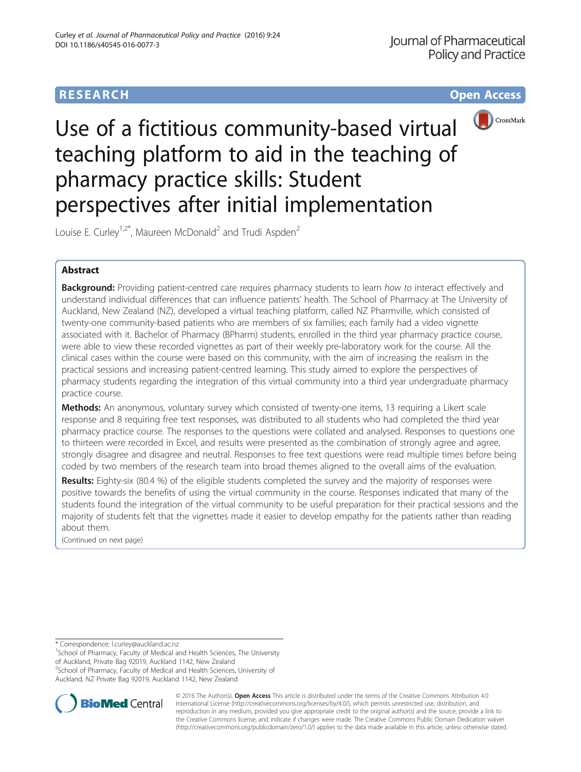**RESEARCH** **Open Access**

# Use of a fictitious community-based virtual teaching platform to aid in the teaching of pharmacy practice skills: Student perspectives after initial implementation

Louise E. Curley[1,2*], Maureen McDonald[2] and Trudi Aspden[2]

## Abstract

**Background:** Providing patient-centred care requires pharmacy students to learn *how to* interact effectively and understand individual differences that can influence patients' health. The School of Pharmacy at The University of Auckland, New Zealand (NZ), developed a virtual teaching platform, called NZ Pharmville, which consisted of twenty-one community-based patients who are members of six families; each family had a video vignette associated with it. Bachelor of Pharmacy (BPharm) students, enrolled in the third year pharmacy practice course, were able to view these recorded vignettes as part of their weekly pre-laboratory work for the course. All the clinical cases within the course were based on this community, with the aim of increasing the realism in the practical sessions and increasing patient-centred learning. This study aimed to explore the perspectives of pharmacy students regarding the integration of this virtual community into a third year undergraduate pharmacy practice course.

**Methods:** An anonymous, voluntary survey which consisted of twenty-one items, 13 requiring a Likert scale response and 8 requiring free text responses, was distributed to all students who had completed the third year pharmacy practice course. The responses to the questions were collated and analysed. Responses to questions one to thirteen were recorded in Excel, and results were presented as the combination of strongly agree and agree, strongly disagree and disagree and neutral. Responses to free text questions were read multiple times before being coded by two members of the research team into broad themes aligned to the overall aims of the evaluation.

**Results:** Eighty-six (80.4 %) of the eligible students completed the survey and the majority of responses were positive towards the benefits of using the virtual community in the course. Responses indicated that many of the students found the integration of the virtual community to be useful preparation for their practical sessions and the majority of students felt that the vignettes made it easier to develop empathy for the patients rather than reading about them.

(Continued on next page)

\* Correspondence: l.curley@auckland.ac.nz
[1]School of Pharmacy, Faculty of Medical and Health Sciences, The University of Auckland, Private Bag 92019, Auckland 1142, New Zealand
[2]School of Pharmacy, Faculty of Medical and Health Sciences, University of Auckland, NZ Private Bag 92019, Auckland 1142, New Zealand

© 2016 The Author(s). **Open Access** This article is distributed under the terms of the Creative Commons Attribution 4.0 International License (http://creativecommons.org/licenses/by/4.0/), which permits unrestricted use, distribution, and reproduction in any medium, provided you give appropriate credit to the original author(s) and the source, provide a link to the Creative Commons license, and indicate if changes were made. The Creative Commons Public Domain Dedication waiver (http://creativecommons.org/publicdomain/zero/1.0/) applies to the data made available in this article, unless otherwise stated.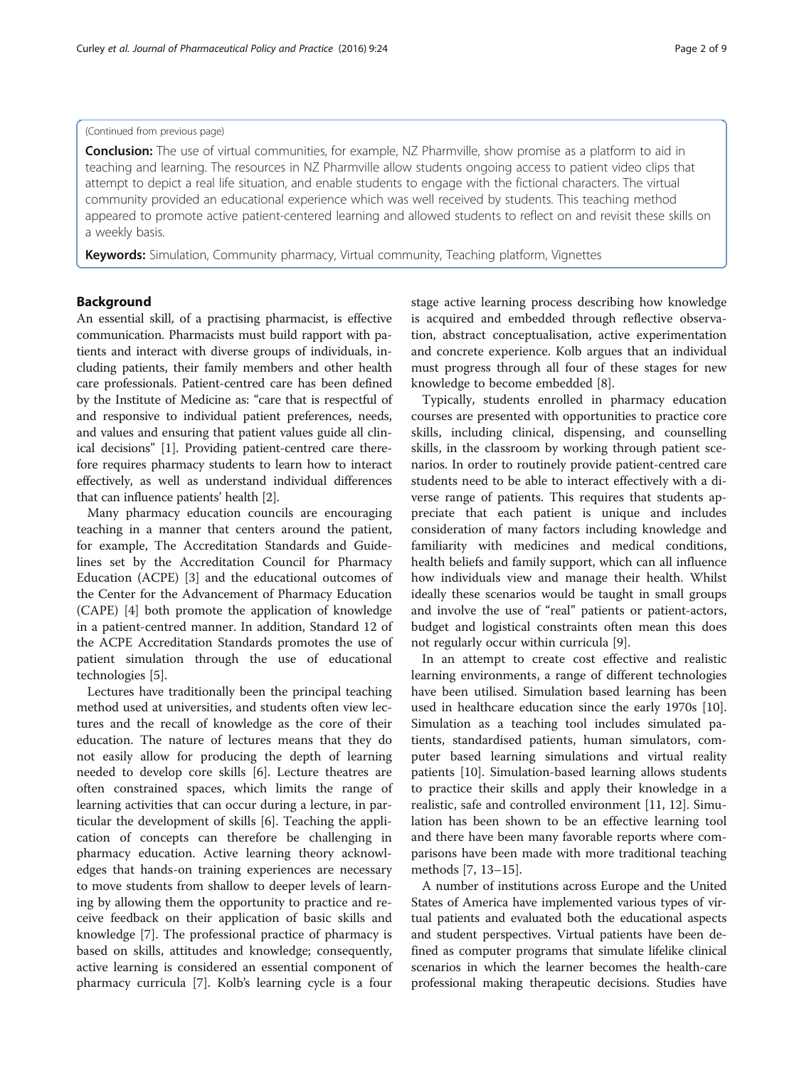(Continued from previous page)

**Conclusion:** The use of virtual communities, for example, NZ Pharmville, show promise as a platform to aid in teaching and learning. The resources in NZ Pharmville allow students ongoing access to patient video clips that attempt to depict a real life situation, and enable students to engage with the fictional characters. The virtual community provided an educational experience which was well received by students. This teaching method appeared to promote active patient-centered learning and allowed students to reflect on and revisit these skills on a weekly basis.

**Keywords:** Simulation, Community pharmacy, Virtual community, Teaching platform, Vignettes

## Background

An essential skill, of a practising pharmacist, is effective communication. Pharmacists must build rapport with patients and interact with diverse groups of individuals, including patients, their family members and other health care professionals. Patient-centred care has been defined by the Institute of Medicine as: "care that is respectful of and responsive to individual patient preferences, needs, and values and ensuring that patient values guide all clinical decisions" [1]. Providing patient-centred care therefore requires pharmacy students to learn how to interact effectively, as well as understand individual differences that can influence patients' health [2].

Many pharmacy education councils are encouraging teaching in a manner that centers around the patient, for example, The Accreditation Standards and Guidelines set by the Accreditation Council for Pharmacy Education (ACPE) [3] and the educational outcomes of the Center for the Advancement of Pharmacy Education (CAPE) [4] both promote the application of knowledge in a patient-centred manner. In addition, Standard 12 of the ACPE Accreditation Standards promotes the use of patient simulation through the use of educational technologies [5].

Lectures have traditionally been the principal teaching method used at universities, and students often view lectures and the recall of knowledge as the core of their education. The nature of lectures means that they do not easily allow for producing the depth of learning needed to develop core skills [6]. Lecture theatres are often constrained spaces, which limits the range of learning activities that can occur during a lecture, in particular the development of skills [6]. Teaching the application of concepts can therefore be challenging in pharmacy education. Active learning theory acknowledges that hands-on training experiences are necessary to move students from shallow to deeper levels of learning by allowing them the opportunity to practice and receive feedback on their application of basic skills and knowledge [7]. The professional practice of pharmacy is based on skills, attitudes and knowledge; consequently, active learning is considered an essential component of pharmacy curricula [7]. Kolb's learning cycle is a four stage active learning process describing how knowledge is acquired and embedded through reflective observation, abstract conceptualisation, active experimentation and concrete experience. Kolb argues that an individual must progress through all four of these stages for new knowledge to become embedded [8].

Typically, students enrolled in pharmacy education courses are presented with opportunities to practice core skills, including clinical, dispensing, and counselling skills, in the classroom by working through patient scenarios. In order to routinely provide patient-centred care students need to be able to interact effectively with a diverse range of patients. This requires that students appreciate that each patient is unique and includes consideration of many factors including knowledge and familiarity with medicines and medical conditions, health beliefs and family support, which can all influence how individuals view and manage their health. Whilst ideally these scenarios would be taught in small groups and involve the use of "real" patients or patient-actors, budget and logistical constraints often mean this does not regularly occur within curricula [9].

In an attempt to create cost effective and realistic learning environments, a range of different technologies have been utilised. Simulation based learning has been used in healthcare education since the early 1970s [10]. Simulation as a teaching tool includes simulated patients, standardised patients, human simulators, computer based learning simulations and virtual reality patients [10]. Simulation-based learning allows students to practice their skills and apply their knowledge in a realistic, safe and controlled environment [11, 12]. Simulation has been shown to be an effective learning tool and there have been many favorable reports where comparisons have been made with more traditional teaching methods [7, 13–15].

A number of institutions across Europe and the United States of America have implemented various types of virtual patients and evaluated both the educational aspects and student perspectives. Virtual patients have been defined as computer programs that simulate lifelike clinical scenarios in which the learner becomes the health-care professional making therapeutic decisions. Studies have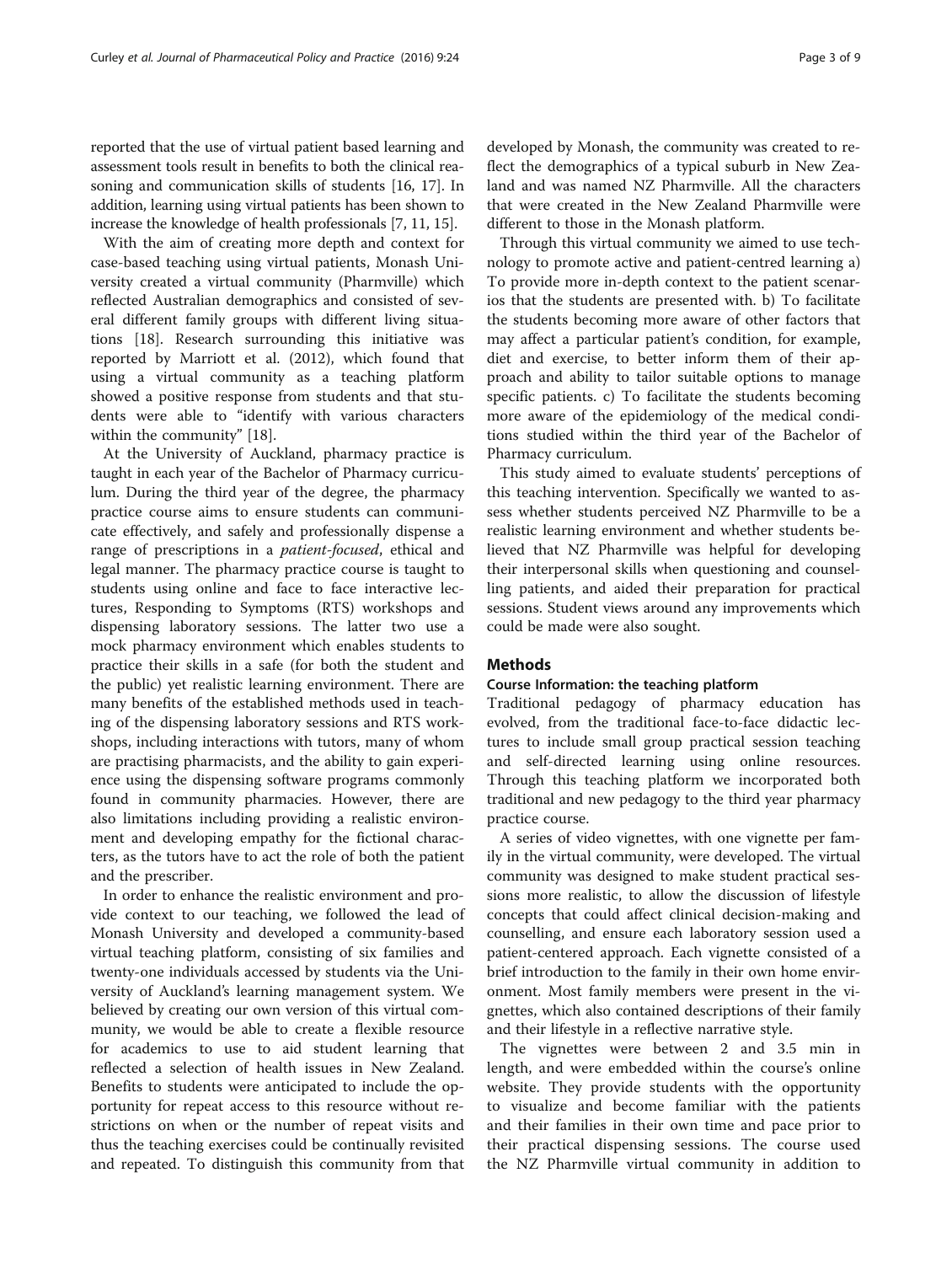reported that the use of virtual patient based learning and assessment tools result in benefits to both the clinical reasoning and communication skills of students [16, 17]. In addition, learning using virtual patients has been shown to increase the knowledge of health professionals [7, 11, 15].

With the aim of creating more depth and context for case-based teaching using virtual patients, Monash University created a virtual community (Pharmville) which reflected Australian demographics and consisted of several different family groups with different living situations [18]. Research surrounding this initiative was reported by Marriott et al. (2012), which found that using a virtual community as a teaching platform showed a positive response from students and that students were able to "identify with various characters within the community" [18].

At the University of Auckland, pharmacy practice is taught in each year of the Bachelor of Pharmacy curriculum. During the third year of the degree, the pharmacy practice course aims to ensure students can communicate effectively, and safely and professionally dispense a range of prescriptions in a *patient-focused*, ethical and legal manner. The pharmacy practice course is taught to students using online and face to face interactive lectures, Responding to Symptoms (RTS) workshops and dispensing laboratory sessions. The latter two use a mock pharmacy environment which enables students to practice their skills in a safe (for both the student and the public) yet realistic learning environment. There are many benefits of the established methods used in teaching of the dispensing laboratory sessions and RTS workshops, including interactions with tutors, many of whom are practising pharmacists, and the ability to gain experience using the dispensing software programs commonly found in community pharmacies. However, there are also limitations including providing a realistic environment and developing empathy for the fictional characters, as the tutors have to act the role of both the patient and the prescriber.

In order to enhance the realistic environment and provide context to our teaching, we followed the lead of Monash University and developed a community-based virtual teaching platform, consisting of six families and twenty-one individuals accessed by students via the University of Auckland's learning management system. We believed by creating our own version of this virtual community, we would be able to create a flexible resource for academics to use to aid student learning that reflected a selection of health issues in New Zealand. Benefits to students were anticipated to include the opportunity for repeat access to this resource without restrictions on when or the number of repeat visits and thus the teaching exercises could be continually revisited and repeated. To distinguish this community from that developed by Monash, the community was created to reflect the demographics of a typical suburb in New Zealand and was named NZ Pharmville. All the characters that were created in the New Zealand Pharmville were different to those in the Monash platform.

Through this virtual community we aimed to use technology to promote active and patient-centred learning a) To provide more in-depth context to the patient scenarios that the students are presented with. b) To facilitate the students becoming more aware of other factors that may affect a particular patient's condition, for example, diet and exercise, to better inform them of their approach and ability to tailor suitable options to manage specific patients. c) To facilitate the students becoming more aware of the epidemiology of the medical conditions studied within the third year of the Bachelor of Pharmacy curriculum.

This study aimed to evaluate students' perceptions of this teaching intervention. Specifically we wanted to assess whether students perceived NZ Pharmville to be a realistic learning environment and whether students believed that NZ Pharmville was helpful for developing their interpersonal skills when questioning and counselling patients, and aided their preparation for practical sessions. Student views around any improvements which could be made were also sought.

## Methods

### Course Information: the teaching platform

Traditional pedagogy of pharmacy education has evolved, from the traditional face-to-face didactic lectures to include small group practical session teaching and self-directed learning using online resources. Through this teaching platform we incorporated both traditional and new pedagogy to the third year pharmacy practice course.

A series of video vignettes, with one vignette per family in the virtual community, were developed. The virtual community was designed to make student practical sessions more realistic, to allow the discussion of lifestyle concepts that could affect clinical decision-making and counselling, and ensure each laboratory session used a patient-centered approach. Each vignette consisted of a brief introduction to the family in their own home environment. Most family members were present in the vignettes, which also contained descriptions of their family and their lifestyle in a reflective narrative style.

The vignettes were between 2 and 3.5 min in length, and were embedded within the course's online website. They provide students with the opportunity to visualize and become familiar with the patients and their families in their own time and pace prior to their practical dispensing sessions. The course used the NZ Pharmville virtual community in addition to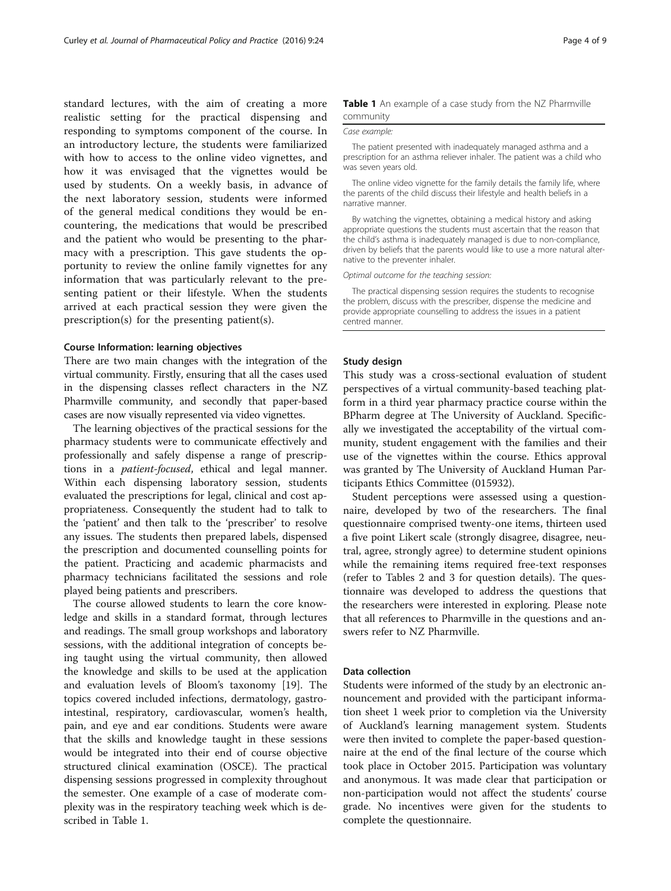standard lectures, with the aim of creating a more realistic setting for the practical dispensing and responding to symptoms component of the course. In an introductory lecture, the students were familiarized with how to access to the online video vignettes, and how it was envisaged that the vignettes would be used by students. On a weekly basis, in advance of the next laboratory session, students were informed of the general medical conditions they would be encountering, the medications that would be prescribed and the patient who would be presenting to the pharmacy with a prescription. This gave students the opportunity to review the online family vignettes for any information that was particularly relevant to the presenting patient or their lifestyle. When the students arrived at each practical session they were given the prescription(s) for the presenting patient(s).

### Course Information: learning objectives

There are two main changes with the integration of the virtual community. Firstly, ensuring that all the cases used in the dispensing classes reflect characters in the NZ Pharmville community, and secondly that paper-based cases are now visually represented via video vignettes.

The learning objectives of the practical sessions for the pharmacy students were to communicate effectively and professionally and safely dispense a range of prescriptions in a *patient-focused*, ethical and legal manner. Within each dispensing laboratory session, students evaluated the prescriptions for legal, clinical and cost appropriateness. Consequently the student had to talk to the 'patient' and then talk to the 'prescriber' to resolve any issues. The students then prepared labels, dispensed the prescription and documented counselling points for the patient. Practicing and academic pharmacists and pharmacy technicians facilitated the sessions and role played being patients and prescribers.

The course allowed students to learn the core knowledge and skills in a standard format, through lectures and readings. The small group workshops and laboratory sessions, with the additional integration of concepts being taught using the virtual community, then allowed the knowledge and skills to be used at the application and evaluation levels of Bloom's taxonomy [19]. The topics covered included infections, dermatology, gastrointestinal, respiratory, cardiovascular, women's health, pain, and eye and ear conditions. Students were aware that the skills and knowledge taught in these sessions would be integrated into their end of course objective structured clinical examination (OSCE). The practical dispensing sessions progressed in complexity throughout the semester. One example of a case of moderate complexity was in the respiratory teaching week which is described in Table 1.

**Table 1** An example of a case study from the NZ Pharmville community

| |
|---|
| *Case example:* |
| The patient presented with inadequately managed asthma and a prescription for an asthma reliever inhaler. The patient was a child who was seven years old. |
| The online video vignette for the family details the family life, where the parents of the child discuss their lifestyle and health beliefs in a narrative manner. |
| By watching the vignettes, obtaining a medical history and asking appropriate questions the students must ascertain that the reason that the child's asthma is inadequately managed is due to non-compliance, driven by beliefs that the parents would like to use a more natural alternative to the preventer inhaler. |
| *Optimal outcome for the teaching session:* |
| The practical dispensing session requires the students to recognise the problem, discuss with the prescriber, dispense the medicine and provide appropriate counselling to address the issues in a patient centred manner. |

### Study design

This study was a cross-sectional evaluation of student perspectives of a virtual community-based teaching platform in a third year pharmacy practice course within the BPharm degree at The University of Auckland. Specifically we investigated the acceptability of the virtual community, student engagement with the families and their use of the vignettes within the course. Ethics approval was granted by The University of Auckland Human Participants Ethics Committee (015932).

Student perceptions were assessed using a questionnaire, developed by two of the researchers. The final questionnaire comprised twenty-one items, thirteen used a five point Likert scale (strongly disagree, disagree, neutral, agree, strongly agree) to determine student opinions while the remaining items required free-text responses (refer to Tables 2 and 3 for question details). The questionnaire was developed to address the questions that the researchers were interested in exploring. Please note that all references to Pharmville in the questions and answers refer to NZ Pharmville.

### Data collection

Students were informed of the study by an electronic announcement and provided with the participant information sheet 1 week prior to completion via the University of Auckland's learning management system. Students were then invited to complete the paper-based questionnaire at the end of the final lecture of the course which took place in October 2015. Participation was voluntary and anonymous. It was made clear that participation or non-participation would not affect the students' course grade. No incentives were given for the students to complete the questionnaire.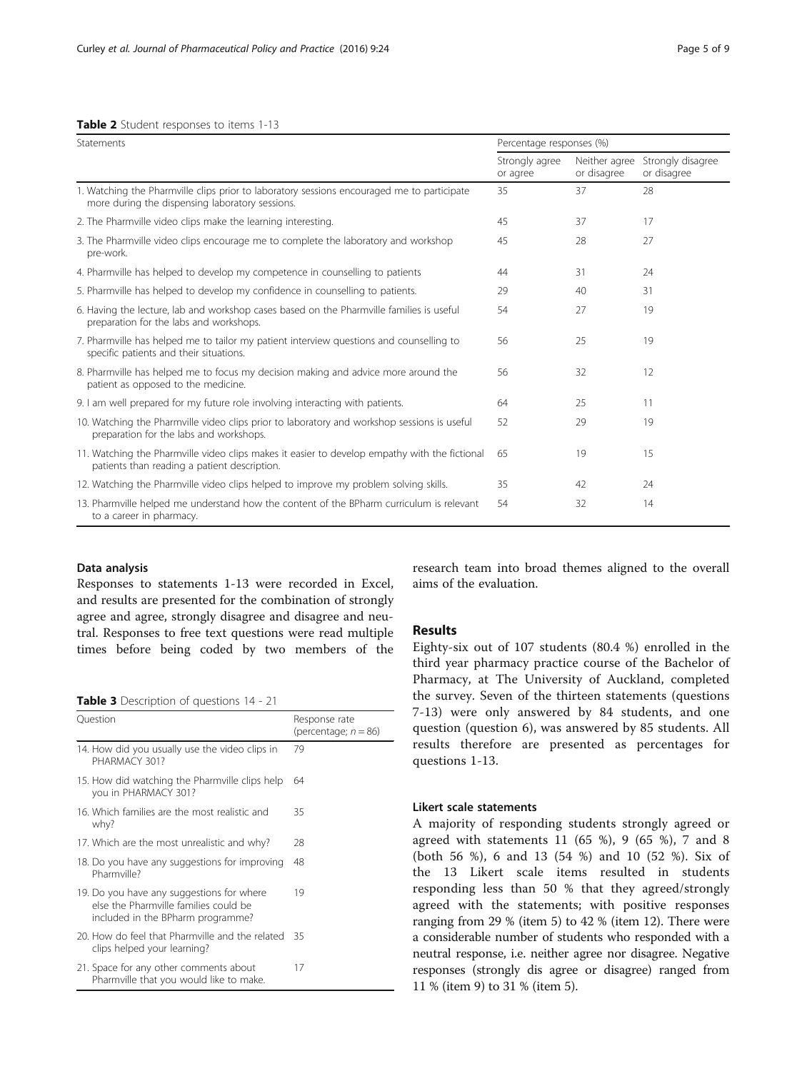**Table 2** Student responses to items 1-13

| Statements | Percentage responses (%) | | |
|---|---|---|---|
| | Strongly agree or agree | Neither agree or disagree | Strongly disagree or disagree |
| 1. Watching the Pharmville clips prior to laboratory sessions encouraged me to participate more during the dispensing laboratory sessions. | 35 | 37 | 28 |
| 2. The Pharmville video clips make the learning interesting. | 45 | 37 | 17 |
| 3. The Pharmville video clips encourage me to complete the laboratory and workshop pre-work. | 45 | 28 | 27 |
| 4. Pharmville has helped to develop my competence in counselling to patients | 44 | 31 | 24 |
| 5. Pharmville has helped to develop my confidence in counselling to patients. | 29 | 40 | 31 |
| 6. Having the lecture, lab and workshop cases based on the Pharmville families is useful preparation for the labs and workshops. | 54 | 27 | 19 |
| 7. Pharmville has helped me to tailor my patient interview questions and counselling to specific patients and their situations. | 56 | 25 | 19 |
| 8. Pharmville has helped me to focus my decision making and advice more around the patient as opposed to the medicine. | 56 | 32 | 12 |
| 9. I am well prepared for my future role involving interacting with patients. | 64 | 25 | 11 |
| 10. Watching the Pharmville video clips prior to laboratory and workshop sessions is useful preparation for the labs and workshops. | 52 | 29 | 19 |
| 11. Watching the Pharmville video clips makes it easier to develop empathy with the fictional patients than reading a patient description. | 65 | 19 | 15 |
| 12. Watching the Pharmville video clips helped to improve my problem solving skills. | 35 | 42 | 24 |
| 13. Pharmville helped me understand how the content of the BPharm curriculum is relevant to a career in pharmacy. | 54 | 32 | 14 |

### Data analysis

Responses to statements 1-13 were recorded in Excel, and results are presented for the combination of strongly agree and agree, strongly disagree and disagree and neutral. Responses to free text questions were read multiple times before being coded by two members of the research team into broad themes aligned to the overall aims of the evaluation.

**Table 3** Description of questions 14 - 21

| Question | Response rate (percentage; $n = 86$) |
|---|---|
| 14. How did you usually use the video clips in PHARMACY 301? | 79 |
| 15. How did watching the Pharmville clips help you in PHARMACY 301? | 64 |
| 16. Which families are the most realistic and why? | 35 |
| 17. Which are the most unrealistic and why? | 28 |
| 18. Do you have any suggestions for improving Pharmville? | 48 |
| 19. Do you have any suggestions for where else the Pharmville families could be included in the BPharm programme? | 19 |
| 20. How do feel that Pharmville and the related clips helped your learning? | 35 |
| 21. Space for any other comments about Pharmville that you would like to make. | 17 |

## Results

Eighty-six out of 107 students (80.4 %) enrolled in the third year pharmacy practice course of the Bachelor of Pharmacy, at The University of Auckland, completed the survey. Seven of the thirteen statements (questions 7-13) were only answered by 84 students, and one question (question 6), was answered by 85 students. All results therefore are presented as percentages for questions 1-13.

### Likert scale statements

A majority of responding students strongly agreed or agreed with statements 11 (65 %), 9 (65 %), 7 and 8 (both 56 %), 6 and 13 (54 %) and 10 (52 %). Six of the 13 Likert scale items resulted in students responding less than 50 % that they agreed/strongly agreed with the statements; with positive responses ranging from 29 % (item 5) to 42 % (item 12). There were a considerable number of students who responded with a neutral response, i.e. neither agree nor disagree. Negative responses (strongly dis agree or disagree) ranged from 11 % (item 9) to 31 % (item 5).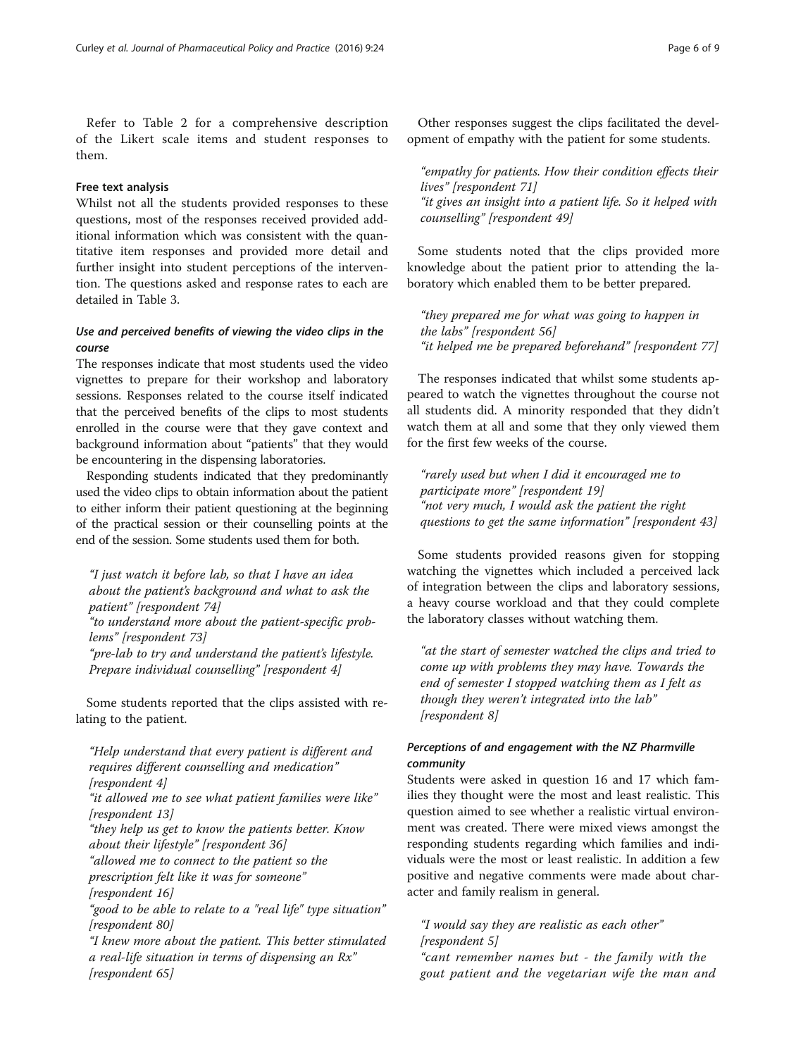Refer to Table 2 for a comprehensive description of the Likert scale items and student responses to them.

### Free text analysis

Whilst not all the students provided responses to these questions, most of the responses received provided additional information which was consistent with the quantitative item responses and provided more detail and further insight into student perceptions of the intervention. The questions asked and response rates to each are detailed in Table 3.

#### *Use and perceived benefits of viewing the video clips in the course*

The responses indicate that most students used the video vignettes to prepare for their workshop and laboratory sessions. Responses related to the course itself indicated that the perceived benefits of the clips to most students enrolled in the course were that they gave context and background information about "patients" that they would be encountering in the dispensing laboratories.

Responding students indicated that they predominantly used the video clips to obtain information about the patient to either inform their patient questioning at the beginning of the practical session or their counselling points at the end of the session. Some students used them for both.

> *"I just watch it before lab, so that I have an idea about the patient's background and what to ask the patient" [respondent 74]*
> *"to understand more about the patient-specific problems" [respondent 73]*
> *"pre-lab to try and understand the patient's lifestyle. Prepare individual counselling" [respondent 4]*

Some students reported that the clips assisted with relating to the patient.

> *"Help understand that every patient is different and requires different counselling and medication" [respondent 4]*
> *"it allowed me to see what patient families were like" [respondent 13]*
> *"they help us get to know the patients better. Know about their lifestyle" [respondent 36]*
> *"allowed me to connect to the patient so the prescription felt like it was for someone" [respondent 16]*
> *"good to be able to relate to a "real life" type situation" [respondent 80]*
> *"I knew more about the patient. This better stimulated a real-life situation in terms of dispensing an Rx" [respondent 65]*

Other responses suggest the clips facilitated the development of empathy with the patient for some students.

> *"empathy for patients. How their condition effects their lives" [respondent 71]*
> *"it gives an insight into a patient life. So it helped with counselling" [respondent 49]*

Some students noted that the clips provided more knowledge about the patient prior to attending the laboratory which enabled them to be better prepared.

> *"they prepared me for what was going to happen in the labs" [respondent 56]*
> *"it helped me be prepared beforehand" [respondent 77]*

The responses indicated that whilst some students appeared to watch the vignettes throughout the course not all students did. A minority responded that they didn't watch them at all and some that they only viewed them for the first few weeks of the course.

> *"rarely used but when I did it encouraged me to participate more" [respondent 19]*
> *"not very much, I would ask the patient the right questions to get the same information" [respondent 43]*

Some students provided reasons given for stopping watching the vignettes which included a perceived lack of integration between the clips and laboratory sessions, a heavy course workload and that they could complete the laboratory classes without watching them.

> *"at the start of semester watched the clips and tried to come up with problems they may have. Towards the end of semester I stopped watching them as I felt as though they weren't integrated into the lab" [respondent 8]*

#### *Perceptions of and engagement with the NZ Pharmville community*

Students were asked in question 16 and 17 which families they thought were the most and least realistic. This question aimed to see whether a realistic virtual environment was created. There were mixed views amongst the responding students regarding which families and individuals were the most or least realistic. In addition a few positive and negative comments were made about character and family realism in general.

> *"I would say they are realistic as each other" [respondent 5]*
> *"cant remember names but - the family with the gout patient and the vegetarian wife the man and*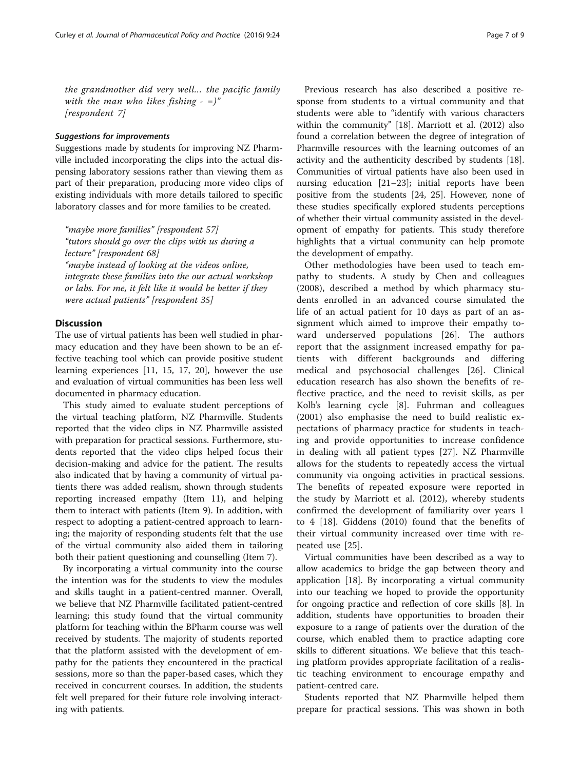*the grandmother did very well... the pacific family with the man who likes fishing - =)" [respondent 7]*

#### *Suggestions for improvements*

Suggestions made by students for improving NZ Pharmville included incorporating the clips into the actual dispensing laboratory sessions rather than viewing them as part of their preparation, producing more video clips of existing individuals with more details tailored to specific laboratory classes and for more families to be created.

> *"maybe more families" [respondent 57]*
> *"tutors should go over the clips with us during a lecture" [respondent 68]*
> *"maybe instead of looking at the videos online, integrate these families into the our actual workshop or labs. For me, it felt like it would be better if they were actual patients" [respondent 35]*

## Discussion

The use of virtual patients has been well studied in pharmacy education and they have been shown to be an effective teaching tool which can provide positive student learning experiences [11, 15, 17, 20], however the use and evaluation of virtual communities has been less well documented in pharmacy education.

This study aimed to evaluate student perceptions of the virtual teaching platform, NZ Pharmville. Students reported that the video clips in NZ Pharmville assisted with preparation for practical sessions. Furthermore, students reported that the video clips helped focus their decision-making and advice for the patient. The results also indicated that by having a community of virtual patients there was added realism, shown through students reporting increased empathy (Item 11), and helping them to interact with patients (Item 9). In addition, with respect to adopting a patient-centred approach to learning; the majority of responding students felt that the use of the virtual community also aided them in tailoring both their patient questioning and counselling (Item 7).

By incorporating a virtual community into the course the intention was for the students to view the modules and skills taught in a patient-centred manner. Overall, we believe that NZ Pharmville facilitated patient-centred learning; this study found that the virtual community platform for teaching within the BPharm course was well received by students. The majority of students reported that the platform assisted with the development of empathy for the patients they encountered in the practical sessions, more so than the paper-based cases, which they received in concurrent courses. In addition, the students felt well prepared for their future role involving interacting with patients.

Previous research has also described a positive response from students to a virtual community and that students were able to "identify with various characters within the community" [18]. Marriott et al. (2012) also found a correlation between the degree of integration of Pharmville resources with the learning outcomes of an activity and the authenticity described by students [18]. Communities of virtual patients have also been used in nursing education [21–23]; initial reports have been positive from the students [24, 25]. However, none of these studies specifically explored students perceptions of whether their virtual community assisted in the development of empathy for patients. This study therefore highlights that a virtual community can help promote the development of empathy.

Other methodologies have been used to teach empathy to students. A study by Chen and colleagues (2008), described a method by which pharmacy students enrolled in an advanced course simulated the life of an actual patient for 10 days as part of an assignment which aimed to improve their empathy toward underserved populations [26]. The authors report that the assignment increased empathy for patients with different backgrounds and differing medical and psychosocial challenges [26]. Clinical education research has also shown the benefits of reflective practice, and the need to revisit skills, as per Kolb's learning cycle [8]. Fuhrman and colleagues (2001) also emphasise the need to build realistic expectations of pharmacy practice for students in teaching and provide opportunities to increase confidence in dealing with all patient types [27]. NZ Pharmville allows for the students to repeatedly access the virtual community via ongoing activities in practical sessions. The benefits of repeated exposure were reported in the study by Marriott et al. (2012), whereby students confirmed the development of familiarity over years 1 to 4 [18]. Giddens (2010) found that the benefits of their virtual community increased over time with repeated use [25].

Virtual communities have been described as a way to allow academics to bridge the gap between theory and application [18]. By incorporating a virtual community into our teaching we hoped to provide the opportunity for ongoing practice and reflection of core skills [8]. In addition, students have opportunities to broaden their exposure to a range of patients over the duration of the course, which enabled them to practice adapting core skills to different situations. We believe that this teaching platform provides appropriate facilitation of a realistic teaching environment to encourage empathy and patient-centred care.

Students reported that NZ Pharmville helped them prepare for practical sessions. This was shown in both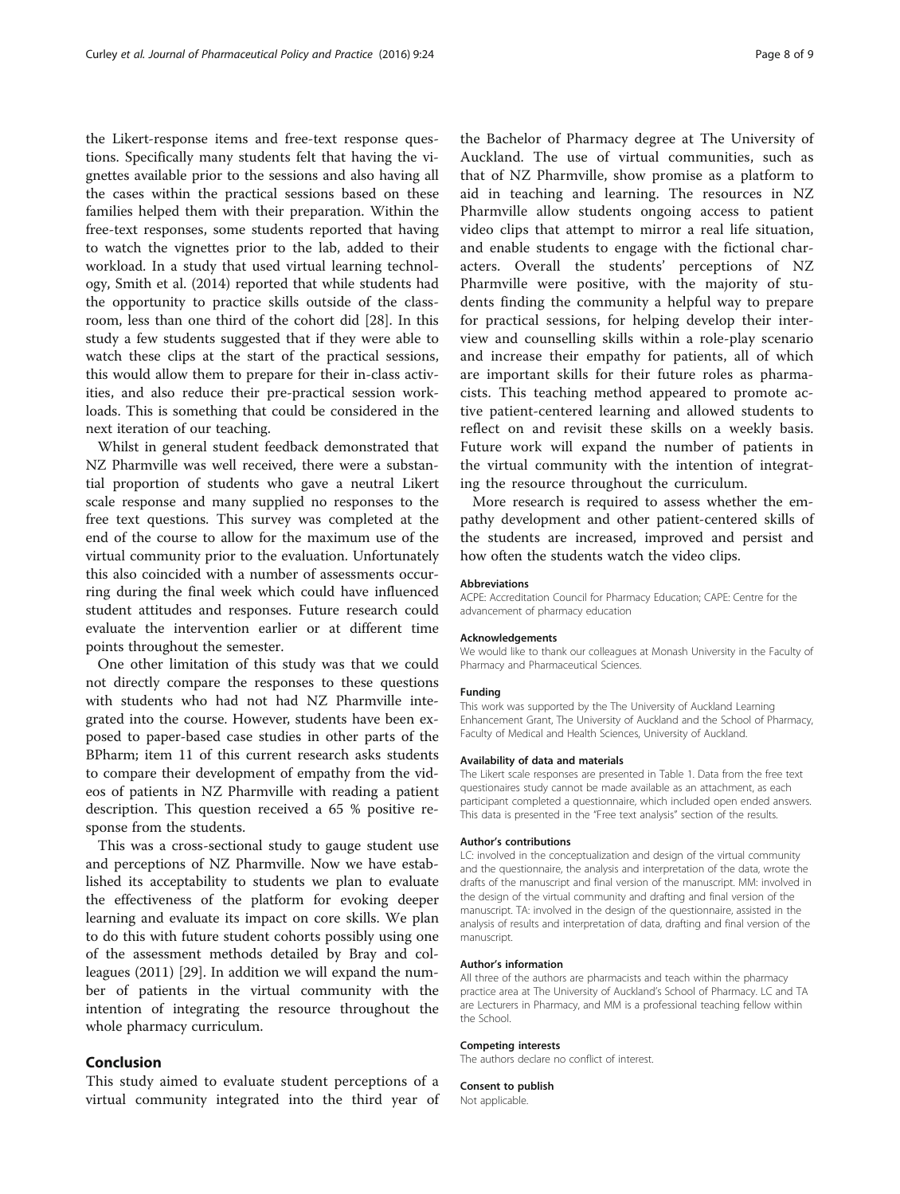the Likert-response items and free-text response questions. Specifically many students felt that having the vignettes available prior to the sessions and also having all the cases within the practical sessions based on these families helped them with their preparation. Within the free-text responses, some students reported that having to watch the vignettes prior to the lab, added to their workload. In a study that used virtual learning technology, Smith et al. (2014) reported that while students had the opportunity to practice skills outside of the classroom, less than one third of the cohort did [28]. In this study a few students suggested that if they were able to watch these clips at the start of the practical sessions, this would allow them to prepare for their in-class activities, and also reduce their pre-practical session workloads. This is something that could be considered in the next iteration of our teaching.

Whilst in general student feedback demonstrated that NZ Pharmville was well received, there were a substantial proportion of students who gave a neutral Likert scale response and many supplied no responses to the free text questions. This survey was completed at the end of the course to allow for the maximum use of the virtual community prior to the evaluation. Unfortunately this also coincided with a number of assessments occurring during the final week which could have influenced student attitudes and responses. Future research could evaluate the intervention earlier or at different time points throughout the semester.

One other limitation of this study was that we could not directly compare the responses to these questions with students who had not had NZ Pharmville integrated into the course. However, students have been exposed to paper-based case studies in other parts of the BPharm; item 11 of this current research asks students to compare their development of empathy from the videos of patients in NZ Pharmville with reading a patient description. This question received a 65 % positive response from the students.

This was a cross-sectional study to gauge student use and perceptions of NZ Pharmville. Now we have established its acceptability to students we plan to evaluate the effectiveness of the platform for evoking deeper learning and evaluate its impact on core skills. We plan to do this with future student cohorts possibly using one of the assessment methods detailed by Bray and colleagues (2011) [29]. In addition we will expand the number of patients in the virtual community with the intention of integrating the resource throughout the whole pharmacy curriculum.

## Conclusion

This study aimed to evaluate student perceptions of a virtual community integrated into the third year of the Bachelor of Pharmacy degree at The University of Auckland. The use of virtual communities, such as that of NZ Pharmville, show promise as a platform to aid in teaching and learning. The resources in NZ Pharmville allow students ongoing access to patient video clips that attempt to mirror a real life situation, and enable students to engage with the fictional characters. Overall the students' perceptions of NZ Pharmville were positive, with the majority of students finding the community a helpful way to prepare for practical sessions, for helping develop their interview and counselling skills within a role-play scenario and increase their empathy for patients, all of which are important skills for their future roles as pharmacists. This teaching method appeared to promote active patient-centered learning and allowed students to reflect on and revisit these skills on a weekly basis. Future work will expand the number of patients in the virtual community with the intention of integrating the resource throughout the curriculum.

More research is required to assess whether the empathy development and other patient-centered skills of the students are increased, improved and persist and how often the students watch the video clips.

#### Abbreviations

ACPE: Accreditation Council for Pharmacy Education; CAPE: Centre for the advancement of pharmacy education

#### Acknowledgements

We would like to thank our colleagues at Monash University in the Faculty of Pharmacy and Pharmaceutical Sciences.

#### Funding

This work was supported by the The University of Auckland Learning Enhancement Grant, The University of Auckland and the School of Pharmacy, Faculty of Medical and Health Sciences, University of Auckland.

#### Availability of data and materials

The Likert scale responses are presented in Table 1. Data from the free text questionaires study cannot be made available as an attachment, as each participant completed a questionnaire, which included open ended answers. This data is presented in the "Free text analysis" section of the results.

#### Author's contributions

LC: involved in the conceptualization and design of the virtual community and the questionnaire, the analysis and interpretation of the data, wrote the drafts of the manuscript and final version of the manuscript. MM: involved in the design of the virtual community and drafting and final version of the manuscript. TA: involved in the design of the questionnaire, assisted in the analysis of results and interpretation of data, drafting and final version of the manuscript.

#### Author's information

All three of the authors are pharmacists and teach within the pharmacy practice area at The University of Auckland's School of Pharmacy. LC and TA are Lecturers in Pharmacy, and MM is a professional teaching fellow within the School.

#### Competing interests

The authors declare no conflict of interest.

#### Consent to publish

Not applicable.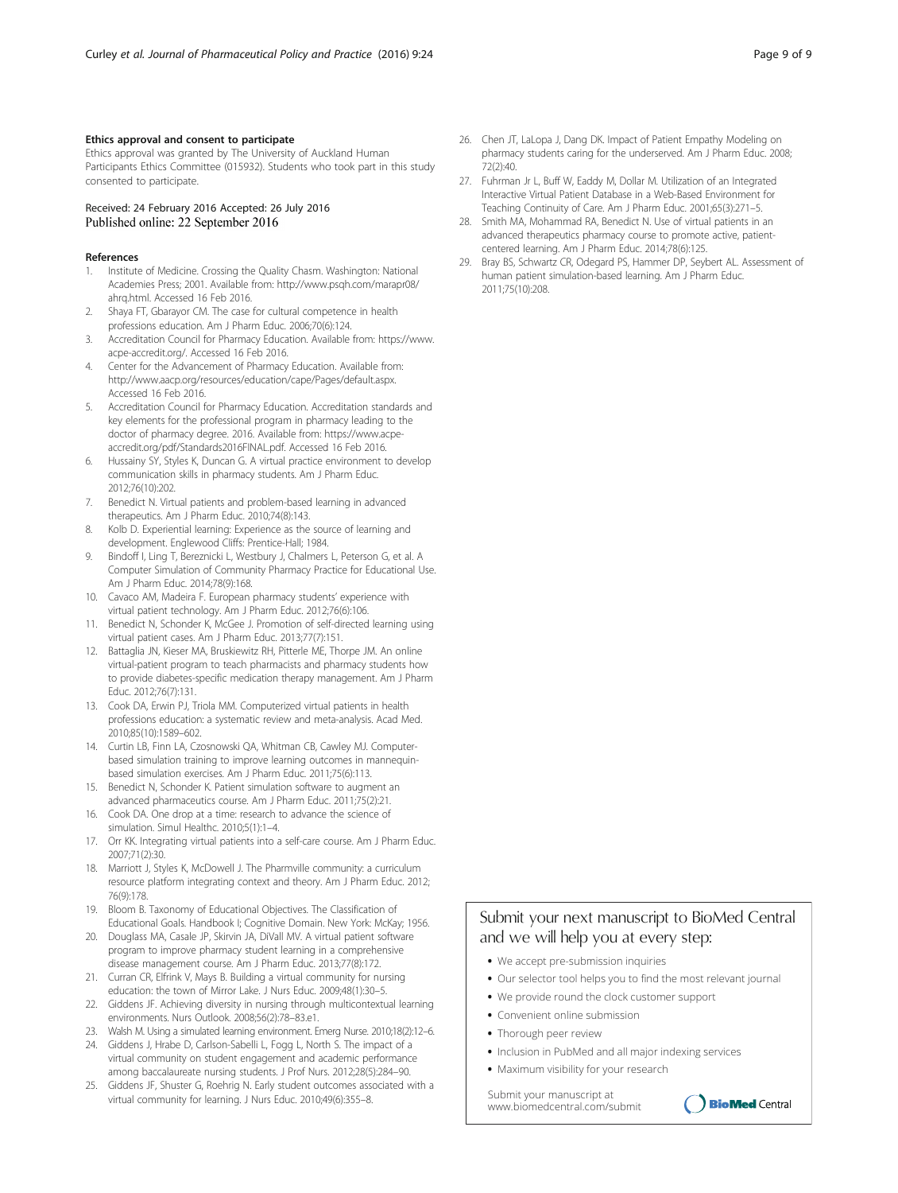#### Ethics approval and consent to participate

Ethics approval was granted by The University of Auckland Human Participants Ethics Committee (015932). Students who took part in this study consented to participate.

Received: 24 February 2016 Accepted: 26 July 2016
Published online: 22 September 2016

#### References

1. Institute of Medicine. Crossing the Quality Chasm. Washington: National Academies Press; 2001. Available from: http://www.psqh.com/marapr08/ahrq.html. Accessed 16 Feb 2016.
2. Shaya FT, Gbarayor CM. The case for cultural competence in health professions education. Am J Pharm Educ. 2006;70(6):124.
3. Accreditation Council for Pharmacy Education. Available from: https://www.acpe-accredit.org/. Accessed 16 Feb 2016.
4. Center for the Advancement of Pharmacy Education. Available from: http://www.aacp.org/resources/education/cape/Pages/default.aspx. Accessed 16 Feb 2016.
5. Accreditation Council for Pharmacy Education. Accreditation standards and key elements for the professional program in pharmacy leading to the doctor of pharmacy degree. 2016. Available from: https://www.acpe-accredit.org/pdf/Standards2016FINAL.pdf. Accessed 16 Feb 2016.
6. Hussainy SY, Styles K, Duncan G. A virtual practice environment to develop communication skills in pharmacy students. Am J Pharm Educ. 2012;76(10):202.
7. Benedict N. Virtual patients and problem-based learning in advanced therapeutics. Am J Pharm Educ. 2010;74(8):143.
8. Kolb D. Experiential learning: Experience as the source of learning and development. Englewood Cliffs: Prentice-Hall; 1984.
9. Bindoff I, Ling T, Bereznicki L, Westbury J, Chalmers L, Peterson G, et al. A Computer Simulation of Community Pharmacy Practice for Educational Use. Am J Pharm Educ. 2014;78(9):168.
10. Cavaco AM, Madeira F. European pharmacy students' experience with virtual patient technology. Am J Pharm Educ. 2012;76(6):106.
11. Benedict N, Schonder K, McGee J. Promotion of self-directed learning using virtual patient cases. Am J Pharm Educ. 2013;77(7):151.
12. Battaglia JN, Kieser MA, Bruskiewitz RH, Pitterle ME, Thorpe JM. An online virtual-patient program to teach pharmacists and pharmacy students how to provide diabetes-specific medication therapy management. Am J Pharm Educ. 2012;76(7):131.
13. Cook DA, Erwin PJ, Triola MM. Computerized virtual patients in health professions education: a systematic review and meta-analysis. Acad Med. 2010;85(10):1589–602.
14. Curtin LB, Finn LA, Czosnowski QA, Whitman CB, Cawley MJ. Computer-based simulation training to improve learning outcomes in mannequin-based simulation exercises. Am J Pharm Educ. 2011;75(6):113.
15. Benedict N, Schonder K. Patient simulation software to augment an advanced pharmaceutics course. Am J Pharm Educ. 2011;75(2):21.
16. Cook DA. One drop at a time: research to advance the science of simulation. Simul Healthc. 2010;5(1):1–4.
17. Orr KK. Integrating virtual patients into a self-care course. Am J Pharm Educ. 2007;71(2):30.
18. Marriott J, Styles K, McDowell J. The Pharmville community: a curriculum resource platform integrating context and theory. Am J Pharm Educ. 2012; 76(9):178.
19. Bloom B. Taxonomy of Educational Objectives. The Classification of Educational Goals. Handbook I; Cognitive Domain. New York: McKay; 1956.
20. Douglass MA, Casale JP, Skirvin JA, DiVall MV. A virtual patient software program to improve pharmacy student learning in a comprehensive disease management course. Am J Pharm Educ. 2013;77(8):172.
21. Curran CR, Elfrink V, Mays B. Building a virtual community for nursing education: the town of Mirror Lake. J Nurs Educ. 2009;48(1):30–5.
22. Giddens JF. Achieving diversity in nursing through multicontextual learning environments. Nurs Outlook. 2008;56(2):78–83.e1.
23. Walsh M. Using a simulated learning environment. Emerg Nurse. 2010;18(2):12–6.
24. Giddens J, Hrabe D, Carlson-Sabelli L, Fogg L, North S. The impact of a virtual community on student engagement and academic performance among baccalaureate nursing students. J Prof Nurs. 2012;28(5):284–90.
25. Giddens JF, Shuster G, Roehrig N. Early student outcomes associated with a virtual community for learning. J Nurs Educ. 2010;49(6):355–8.
26. Chen JT, LaLopa J, Dang DK. Impact of Patient Empathy Modeling on pharmacy students caring for the underserved. Am J Pharm Educ. 2008; 72(2):40.
27. Fuhrman Jr L, Buff W, Eaddy M, Dollar M. Utilization of an Integrated Interactive Virtual Patient Database in a Web-Based Environment for Teaching Continuity of Care. Am J Pharm Educ. 2001;65(3):271–5.
28. Smith MA, Mohammad RA, Benedict N. Use of virtual patients in an advanced therapeutics pharmacy course to promote active, patient-centered learning. Am J Pharm Educ. 2014;78(6):125.
29. Bray BS, Schwartz CR, Odegard PS, Hammer DP, Seybert AL. Assessment of human patient simulation-based learning. Am J Pharm Educ. 2011;75(10):208.

Submit your next manuscript to BioMed Central and we will help you at every step:

- We accept pre-submission inquiries
- Our selector tool helps you to find the most relevant journal
- We provide round the clock customer support
- Convenient online submission
- Thorough peer review
- Inclusion in PubMed and all major indexing services
- Maximum visibility for your research

Submit your manuscript at www.biomedcentral.com/submit

BioMed Central